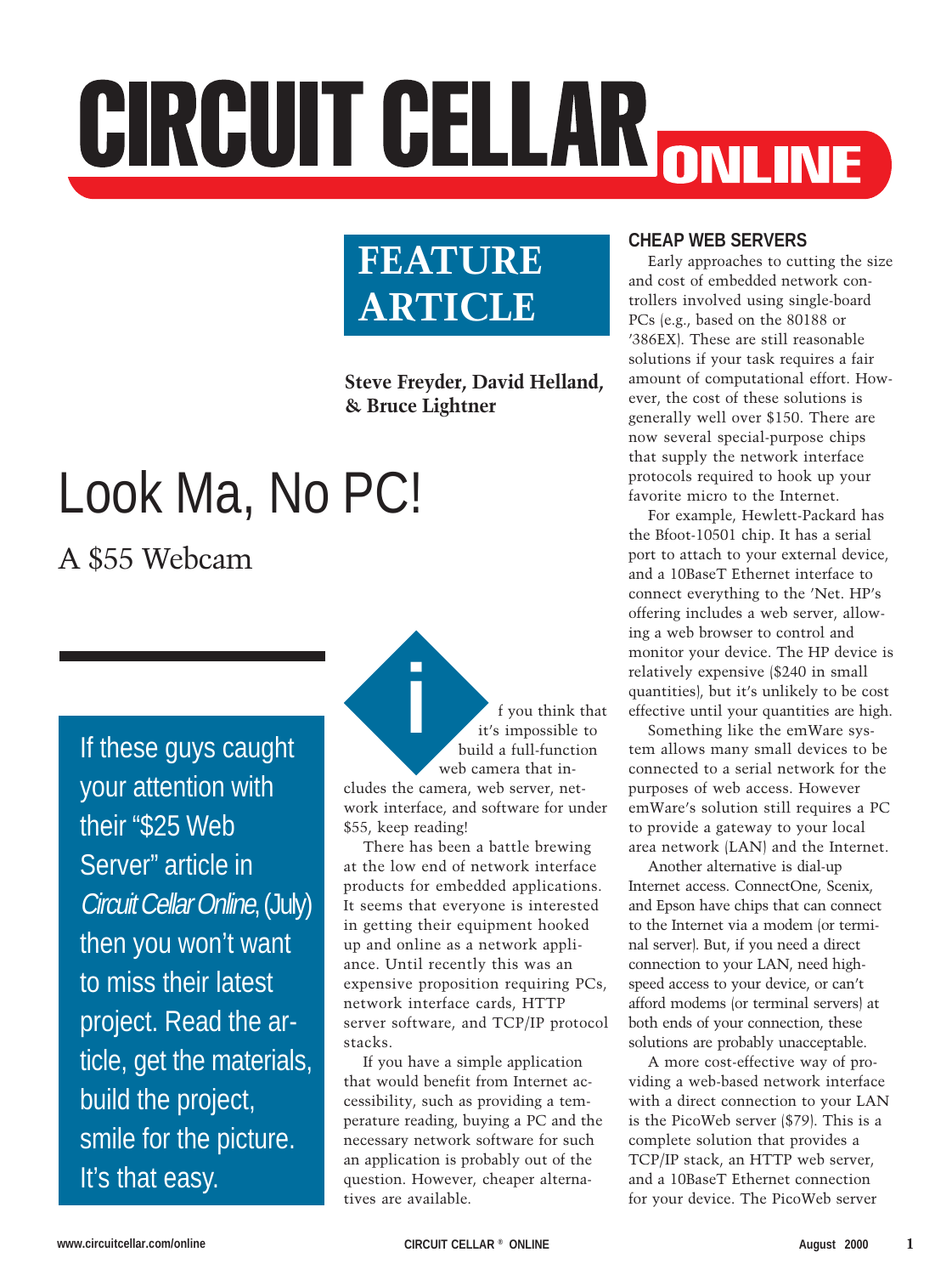# CIRCUIT CELLAR ONLINE

## FEATURE ARTICLE

**Steve Freyder, David Helland, & Bruce Lightner**

# Look Ma, No PC!

## A $55 Webcam

If these guys caught your attention with their "$25 Web Server" article in *Circuit Cellar Online*, (July) then you won't want to miss their latest project. Read the article, get the materials, build the project, smile for the picture. It's that easy.

If you think that it's impossible to build a full-function web camera that includes the camera, web server, network interface, and software for under $55, keep reading!

There has been a battle brewing at the low end of network interface products for embedded applications. It seems that everyone is interested in getting their equipment hooked up and online as a network appliance. Until recently this was an expensive proposition requiring PCs, network interface cards, HTTP server software, and TCP/IP protocol stacks.

If you have a simple application that would benefit from Internet accessibility, such as providing a temperature reading, buying a PC and the necessary network software for such an application is probably out of the question. However, cheaper alternatives are available.

### CHEAP WEB SERVERS

Early approaches to cutting the size and cost of embedded network controllers involved using single-board PCs (e.g., based on the 80188 or '386EX). These are still reasonable solutions if your task requires a fair amount of computational effort. However, the cost of these solutions is generally well over $150. There are now several special-purpose chips that supply the network interface protocols required to hook up your favorite micro to the Internet.

For example, Hewlett-Packard has the Bfoot-10501 chip. It has a serial port to attach to your external device, and a 10BaseT Ethernet interface to connect everything to the 'Net. HP's offering includes a web server, allowing a web browser to control and monitor your device. The HP device is relatively expensive ($240 in small quantities), but it's unlikely to be cost effective until your quantities are high.

Something like the emWare system allows many small devices to be connected to a serial network for the purposes of web access. However emWare's solution still requires a PC to provide a gateway to your local area network (LAN) and the Internet.

Another alternative is dial-up Internet access. ConnectOne, Scenix, and Epson have chips that can connect to the Internet via a modem (or terminal server). But, if you need a direct connection to your LAN, need high-speed access to your device, or can't afford modems (or terminal servers) at both ends of your connection, these solutions are probably unacceptable.

A more cost-effective way of providing a web-based network interface with a direct connection to your LAN is the PicoWeb server ($79). This is a complete solution that provides a TCP/IP stack, an HTTP web server, and a 10BaseT Ethernet connection for your device. The PicoWeb server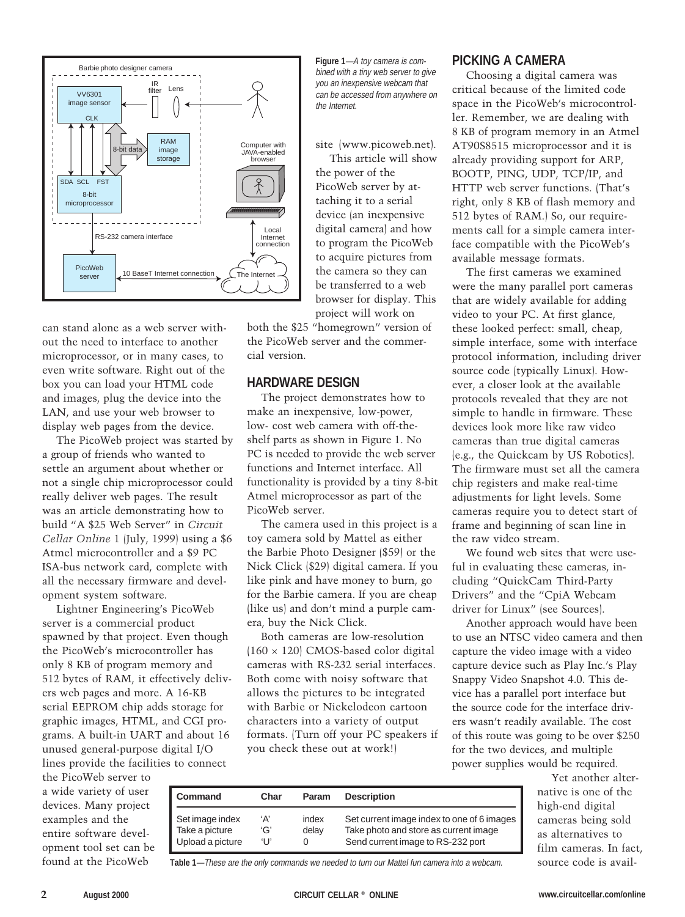can stand alone as a web server without the need to interface to another microprocessor, or in many cases, to even write software. Right out of the box you can load your HTML code and images, plug the device into the LAN, and use your web browser to display web pages from the device.

The PicoWeb project was started by a group of friends who wanted to settle an argument about whether or not a single chip microprocessor could really deliver web pages. The result was an article demonstrating how to build "A $25 Web Server" in *Circuit Cellar Online* 1 (July, 1999) using a $6 Atmel microcontroller and a $9 PC ISA-bus network card, complete with all the necessary firmware and development system software.

Lightner Engineering's PicoWeb server is a commercial product spawned by that project. Even though the PicoWeb's microcontroller has only 8 KB of program memory and 512 bytes of RAM, it effectively delivers web pages and more. A 16-KB serial EEPROM chip adds storage for graphic images, HTML, and CGI programs. A built-in UART and about 16 unused general-purpose digital I/O lines provide the facilities to connect the PicoWeb server to a wide variety of user devices. Many project examples and the entire software development tool set can be found at the PicoWeb site (www.picoweb.net).

**Figure 1**—*A toy camera is combined with a tiny web server to give you an inexpensive webcam that can be accessed from anywhere on the Internet.*

This article will show the power of the PicoWeb server by attaching it to a serial device (an inexpensive digital camera) and how to program the PicoWeb to acquire pictures from the camera so they can be transferred to a web browser for display. This project will work on both the $25 "homegrown" version of the PicoWeb server and the commercial version.

## HARDWARE DESIGN

The project demonstrates how to make an inexpensive, low-power, low- cost web camera with off-the-shelf parts as shown in Figure 1. No PC is needed to provide the web server functions and Internet interface. All functionality is provided by a tiny 8-bit Atmel microprocessor as part of the PicoWeb server.

The camera used in this project is a toy camera sold by Mattel as either the Barbie Photo Designer ($59) or the Nick Click ($29) digital camera. If you like pink and have money to burn, go for the Barbie camera. If you are cheap (like us) and don't mind a purple camera, buy the Nick Click.

Both cameras are low-resolution ($160 \times 120$) CMOS-based color digital cameras with RS-232 serial interfaces. Both come with noisy software that allows the pictures to be integrated with Barbie or Nickelodeon cartoon characters into a variety of output formats. (Turn off your PC speakers if you check these out at work!)

## PICKING A CAMERA

Choosing a digital camera was critical because of the limited code space in the PicoWeb's microcontroller. Remember, we are dealing with 8 KB of program memory in an Atmel AT90S8515 microprocessor and it is already providing support for ARP, BOOTP, PING, UDP, TCP/IP, and HTTP web server functions. (That's right, only 8 KB of flash memory and 512 bytes of RAM.) So, our requirements call for a simple camera interface compatible with the PicoWeb's available message formats.

The first cameras we examined were the many parallel port cameras that are widely available for adding video to your PC. At first glance, these looked perfect: small, cheap, simple interface, some with interface protocol information, including driver source code (typically Linux). However, a closer look at the available protocols revealed that they are not simple to handle in firmware. These devices look more like raw video cameras than true digital cameras (e.g., the Quickcam by US Robotics). The firmware must set all the camera chip registers and make real-time adjustments for light levels. Some cameras require you to detect start of frame and beginning of scan line in the raw video stream.

We found web sites that were useful in evaluating these cameras, including "QuickCam Third-Party Drivers" and the "CpiA Webcam driver for Linux" (see Sources).

Another approach would have been to use an NTSC video camera and then capture the video image with a video capture device such as Play Inc.'s Play Snappy Video Snapshot 4.0. This device has a parallel port interface but the source code for the interface drivers wasn't readily available. The cost of this route was going to be over $250 for the two devices, and multiple power supplies would be required.

Yet another alternative is one of the high-end digital cameras being sold as alternatives to film cameras. In fact, source code is avail-

| Command | Char | Param | Description |
|---|---|---|---|
| Set image index | 'A' | index | Set current image index to one of 6 images |
| Take a picture | 'G' | delay | Take photo and store as current image |
| Upload a picture | 'U' | 0 | Send current image to RS-232 port |

**Table 1**—*These are the only commands we needed to turn our Mattel fun camera into a webcam.*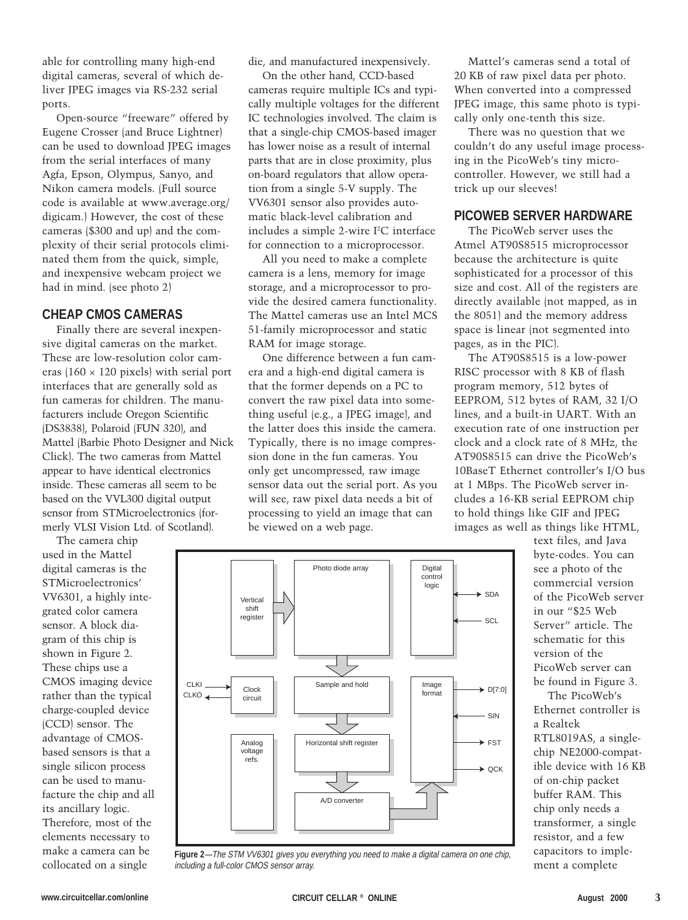able for controlling many high-end digital cameras, several of which deliver JPEG images via RS-232 serial ports.

Open-source "freeware" offered by Eugene Crosser (and Bruce Lightner) can be used to download JPEG images from the serial interfaces of many Agfa, Epson, Olympus, Sanyo, and Nikon camera models. (Full source code is available at www.average.org/digicam.) However, the cost of these cameras ($300 and up) and the complexity of their serial protocols eliminated them from the quick, simple, and inexpensive webcam project we had in mind. (see photo 2)

## CHEAP CMOS CAMERAS

Finally there are several inexpensive digital cameras on the market. These are low-resolution color cameras (160 × 120 pixels) with serial port interfaces that are generally sold as fun cameras for children. The manufacturers include Oregon Scientific (DS3838), Polaroid (FUN 320), and Mattel (Barbie Photo Designer and Nick Click). The two cameras from Mattel appear to have identical electronics inside. These cameras all seem to be based on the VVL300 digital output sensor from STMicroelectronics (formerly VLSI Vision Ltd. of Scotland).

The camera chip used in the Mattel digital cameras is the STMicroelectronics' VV6301, a highly integrated color camera sensor. A block diagram of this chip is shown in Figure 2. These chips use a CMOS imaging device rather than the typical charge-coupled device (CCD) sensor. The advantage of CMOS-based sensors is that a single silicon process can be used to manufacture the chip and all its ancillary logic. Therefore, most of the elements necessary to make a camera can be collocated on a single die, and manufactured inexpensively.

On the other hand, CCD-based cameras require multiple ICs and typically multiple voltages for the different IC technologies involved. The claim is that a single-chip CMOS-based imager has lower noise as a result of internal parts that are in close proximity, plus on-board regulators that allow operation from a single 5-V supply. The VV6301 sensor also provides automatic black-level calibration and includes a simple 2-wire $I^2C$ interface for connection to a microprocessor.

All you need to make a complete camera is a lens, memory for image storage, and a microprocessor to provide the desired camera functionality. The Mattel cameras use an Intel MCS 51-family microprocessor and static RAM for image storage.

One difference between a fun camera and a high-end digital camera is that the former depends on a PC to convert the raw pixel data into something useful (e.g., a JPEG image), and the latter does this inside the camera. Typically, there is no image compression done in the fun cameras. You only get uncompressed, raw image sensor data out the serial port. As you will see, raw pixel data needs a bit of processing to yield an image that can be viewed on a web page.

Mattel's cameras send a total of 20 KB of raw pixel data per photo. When converted into a compressed JPEG image, this same photo is typically only one-tenth this size.

There was no question that we couldn't do any useful image processing in the PicoWeb's tiny microcontroller. However, we still had a trick up our sleeves!

## PICOWEB SERVER HARDWARE

The PicoWeb server uses the Atmel AT90S8515 microprocessor because the architecture is quite sophisticated for a processor of this size and cost. All of the registers are directly available (not mapped, as in the 8051) and the memory address space is linear (not segmented into pages, as in the PIC).

The AT90S8515 is a low-power RISC processor with 8 KB of flash program memory, 512 bytes of EEPROM, 512 bytes of RAM, 32 I/O lines, and a built-in UART. With an execution rate of one instruction per clock and a clock rate of 8 MHz, the AT90S8515 can drive the PicoWeb's 10BaseT Ethernet controller's I/O bus at 1 MBps. The PicoWeb server includes a 16-KB serial EEPROM chip to hold things like GIF and JPEG images as well as things like HTML, text files, and Java byte-codes. You can see a photo of the commercial version of the PicoWeb server in our "$25 Web Server" article. The schematic for this version of the PicoWeb server can be found in Figure 3.

The PicoWeb's Ethernet controller is a Realtek RTL8019AS, a single-chip NE2000-compatible device with 16 KB of on-chip packet buffer RAM. This chip only needs a transformer, a single resistor, and a few capacitors to implement a complete

**Figure 2**—*The STM VV6301 gives you everything you need to make a digital camera on one chip, including a full-color CMOS sensor array.*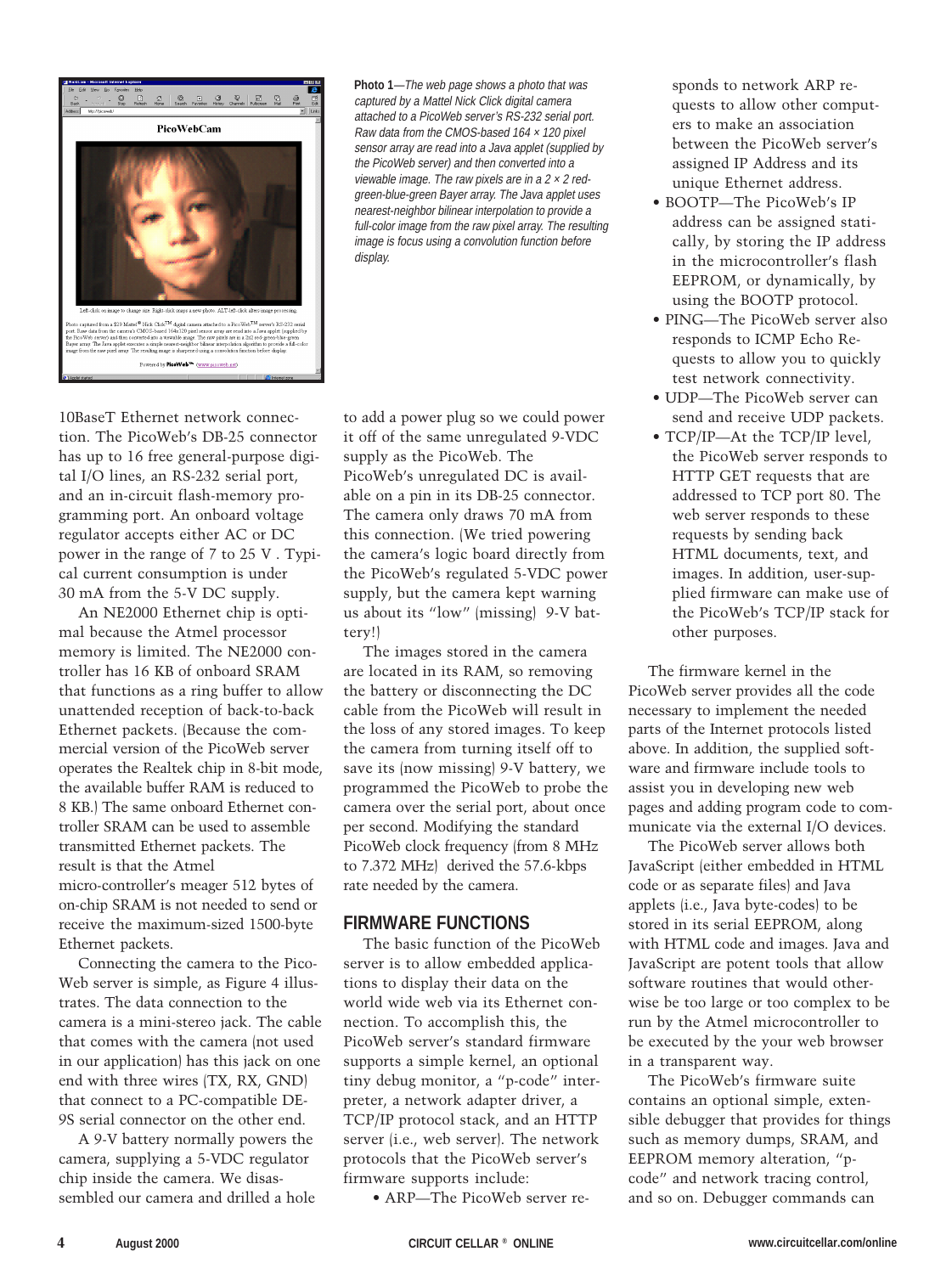**Photo 1**—*The web page shows a photo that was captured by a Mattel Nick Click digital camera attached to a PicoWeb server's RS-232 serial port. Raw data from the CMOS-based 164 × 120 pixel sensor array are read into a Java applet (supplied by the PicoWeb server) and then converted into a viewable image. The raw pixels are in a 2 × 2 red-green-blue-green Bayer array. The Java applet uses nearest-neighbor bilinear interpolation to provide a full-color image from the raw pixel array. The resulting image is focus using a convolution function before display.*

10BaseT Ethernet network connection. The PicoWeb's DB-25 connector has up to 16 free general-purpose digital I/O lines, an RS-232 serial port, and an in-circuit flash-memory programming port. An onboard voltage regulator accepts either AC or DC power in the range of 7 to 25 V . Typical current consumption is under 30 mA from the 5-V DC supply.

An NE2000 Ethernet chip is optimal because the Atmel processor memory is limited. The NE2000 controller has 16 KB of onboard SRAM that functions as a ring buffer to allow unattended reception of back-to-back Ethernet packets. (Because the commercial version of the PicoWeb server operates the Realtek chip in 8-bit mode, the available buffer RAM is reduced to 8 KB.) The same onboard Ethernet controller SRAM can be used to assemble transmitted Ethernet packets. The result is that the Atmel micro-controller's meager 512 bytes of on-chip SRAM is not needed to send or receive the maximum-sized 1500-byte Ethernet packets.

Connecting the camera to the PicoWeb server is simple, as Figure 4 illustrates. The data connection to the camera is a mini-stereo jack. The cable that comes with the camera (not used in our application) has this jack on one end with three wires (TX, RX, GND) that connect to a PC-compatible DE-9S serial connector on the other end.

A 9-V battery normally powers the camera, supplying a 5-VDC regulator chip inside the camera. We disassembled our camera and drilled a hole to add a power plug so we could power it off of the same unregulated 9-VDC supply as the PicoWeb. The PicoWeb's unregulated DC is available on a pin in its DB-25 connector. The camera only draws 70 mA from this connection. (We tried powering the camera's logic board directly from the PicoWeb's regulated 5-VDC power supply, but the camera kept warning us about its "low" (missing) 9-V battery!)

The images stored in the camera are located in its RAM, so removing the battery or disconnecting the DC cable from the PicoWeb will result in the loss of any stored images. To keep the camera from turning itself off to save its (now missing) 9-V battery, we programmed the PicoWeb to probe the camera over the serial port, about once per second. Modifying the standard PicoWeb clock frequency (from 8 MHz to 7.372 MHz) derived the 57.6-kbps rate needed by the camera.

## FIRMWARE FUNCTIONS

The basic function of the PicoWeb server is to allow embedded applications to display their data on the world wide web via its Ethernet connection. To accomplish this, the PicoWeb server's standard firmware supports a simple kernel, an optional tiny debug monitor, a "p-code" interpreter, a network adapter driver, a TCP/IP protocol stack, and an HTTP server (i.e., web server). The network protocols that the PicoWeb server's firmware supports include:

- ARP—The PicoWeb server responds to network ARP requests to allow other computers to make an association between the PicoWeb server's assigned IP Address and its unique Ethernet address.
- BOOTP—The PicoWeb's IP address can be assigned statically, by storing the IP address in the microcontroller's flash EEPROM, or dynamically, by using the BOOTP protocol.
- PING—The PicoWeb server also responds to ICMP Echo Requests to allow you to quickly test network connectivity.
- UDP—The PicoWeb server can send and receive UDP packets.
- TCP/IP—At the TCP/IP level, the PicoWeb server responds to HTTP GET requests that are addressed to TCP port 80. The web server responds to these requests by sending back HTML documents, text, and images. In addition, user-supplied firmware can make use of the PicoWeb's TCP/IP stack for other purposes.

The firmware kernel in the PicoWeb server provides all the code necessary to implement the needed parts of the Internet protocols listed above. In addition, the supplied software and firmware include tools to assist you in developing new web pages and adding program code to communicate via the external I/O devices.

The PicoWeb server allows both JavaScript (either embedded in HTML code or as separate files) and Java applets (i.e., Java byte-codes) to be stored in its serial EEPROM, along with HTML code and images. Java and JavaScript are potent tools that allow software routines that would otherwise be too large or too complex to be run by the Atmel microcontroller to be executed by the your web browser in a transparent way.

The PicoWeb's firmware suite contains an optional simple, extensible debugger that provides for things such as memory dumps, SRAM, and EEPROM memory alteration, "p-code" and network tracing control, and so on. Debugger commands can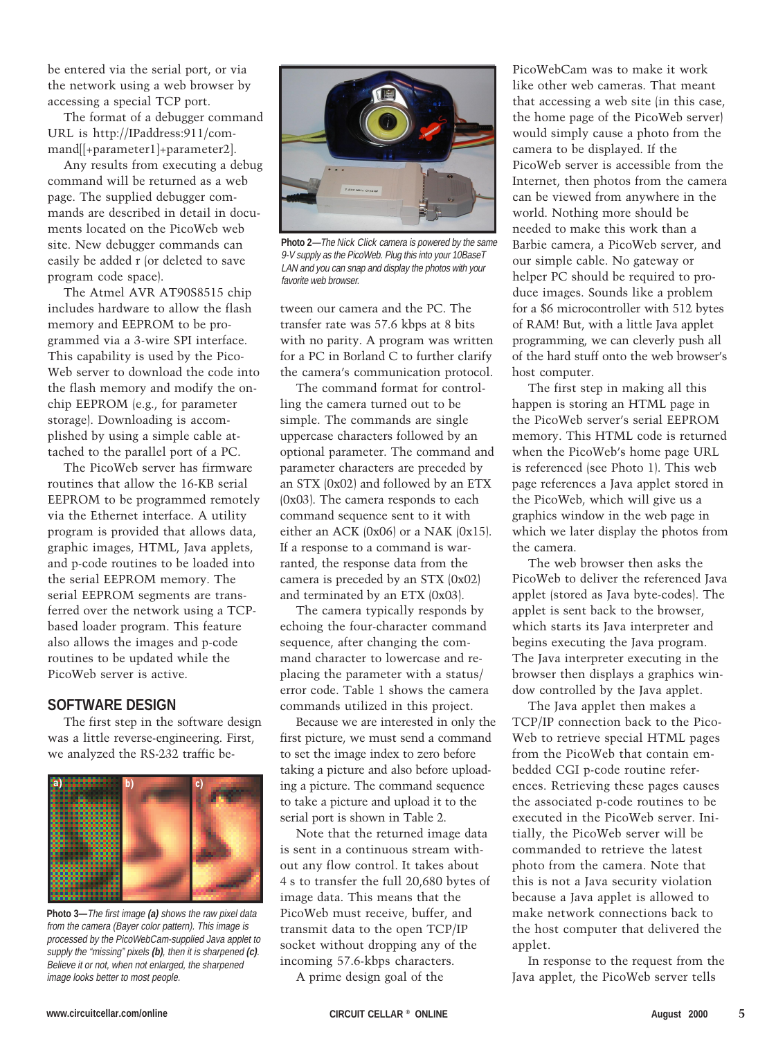be entered via the serial port, or via the network using a web browser by accessing a special TCP port.

The format of a debugger command URL is http://IPaddress:911/command[[+parameter1]+parameter2].

Any results from executing a debug command will be returned as a web page. The supplied debugger commands are described in detail in documents located on the PicoWeb web site. New debugger commands can easily be added r (or deleted to save program code space).

The Atmel AVR AT90S8515 chip includes hardware to allow the flash memory and EEPROM to be programmed via a 3-wire SPI interface. This capability is used by the PicoWeb server to download the code into the flash memory and modify the on-chip EEPROM (e.g., for parameter storage). Downloading is accomplished by using a simple cable attached to the parallel port of a PC.

The PicoWeb server has firmware routines that allow the 16-KB serial EEPROM to be programmed remotely via the Ethernet interface. A utility program is provided that allows data, graphic images, HTML, Java applets, and p-code routines to be loaded into the serial EEPROM memory. The serial EEPROM segments are transferred over the network using a TCP-based loader program. This feature also allows the images and p-code routines to be updated while the PicoWeb server is active.

## SOFTWARE DESIGN

The first step in the software design was a little reverse-engineering. First, we analyzed the RS-232 traffic between our camera and the PC. The transfer rate was 57.6 kbps at 8 bits with no parity. A program was written for a PC in Borland C to further clarify the camera's communication protocol.

**Photo 3—***The first image **(a)** shows the raw pixel data from the camera (Bayer color pattern). This image is processed by the PicoWebCam-supplied Java applet to supply the "missing" pixels **(b)**, then it is sharpened **(c)**. Believe it or not, when not enlarged, the sharpened image looks better to most people.*

**Photo 2**—*The Nick Click camera is powered by the same 9-V supply as the PicoWeb. Plug this into your 10BaseT LAN and you can snap and display the photos with your favorite web browser.*

The command format for controlling the camera turned out to be simple. The commands are single uppercase characters followed by an optional parameter. The command and parameter characters are preceded by an STX (0x02) and followed by an ETX (0x03). The camera responds to each command sequence sent to it with either an ACK (0x06) or a NAK (0x15). If a response to a command is warranted, the response data from the camera is preceded by an STX (0x02) and terminated by an ETX (0x03).

The camera typically responds by echoing the four-character command sequence, after changing the command character to lowercase and replacing the parameter with a status/error code. Table 1 shows the camera commands utilized in this project.

Because we are interested in only the first picture, we must send a command to set the image index to zero before taking a picture and also before uploading a picture. The command sequence to take a picture and upload it to the serial port is shown in Table 2.

Note that the returned image data is sent in a continuous stream without any flow control. It takes about 4 s to transfer the full 20,680 bytes of image data. This means that the PicoWeb must receive, buffer, and transmit data to the open TCP/IP socket without dropping any of the incoming 57.6-kbps characters.

A prime design goal of the PicoWebCam was to make it work like other web cameras. That meant that accessing a web site (in this case, the home page of the PicoWeb server) would simply cause a photo from the camera to be displayed. If the PicoWeb server is accessible from the Internet, then photos from the camera can be viewed from anywhere in the world. Nothing more should be needed to make this work than a Barbie camera, a PicoWeb server, and our simple cable. No gateway or helper PC should be required to produce images. Sounds like a problem for a $6 microcontroller with 512 bytes of RAM! But, with a little Java applet programming, we can cleverly push all of the hard stuff onto the web browser's host computer.

The first step in making all this happen is storing an HTML page in the PicoWeb server's serial EEPROM memory. This HTML code is returned when the PicoWeb's home page URL is referenced (see Photo 1). This web page references a Java applet stored in the PicoWeb, which will give us a graphics window in the web page in which we later display the photos from the camera.

The web browser then asks the PicoWeb to deliver the referenced Java applet (stored as Java byte-codes). The applet is sent back to the browser, which starts its Java interpreter and begins executing the Java program. The Java interpreter executing in the browser then displays a graphics window controlled by the Java applet.

The Java applet then makes a TCP/IP connection back to the PicoWeb to retrieve special HTML pages from the PicoWeb that contain embedded CGI p-code routine references. Retrieving these pages causes the associated p-code routines to be executed in the PicoWeb server. Initially, the PicoWeb server will be commanded to retrieve the latest photo from the camera. Note that this is not a Java security violation because a Java applet is allowed to make network connections back to the host computer that delivered the applet.

In response to the request from the Java applet, the PicoWeb server tells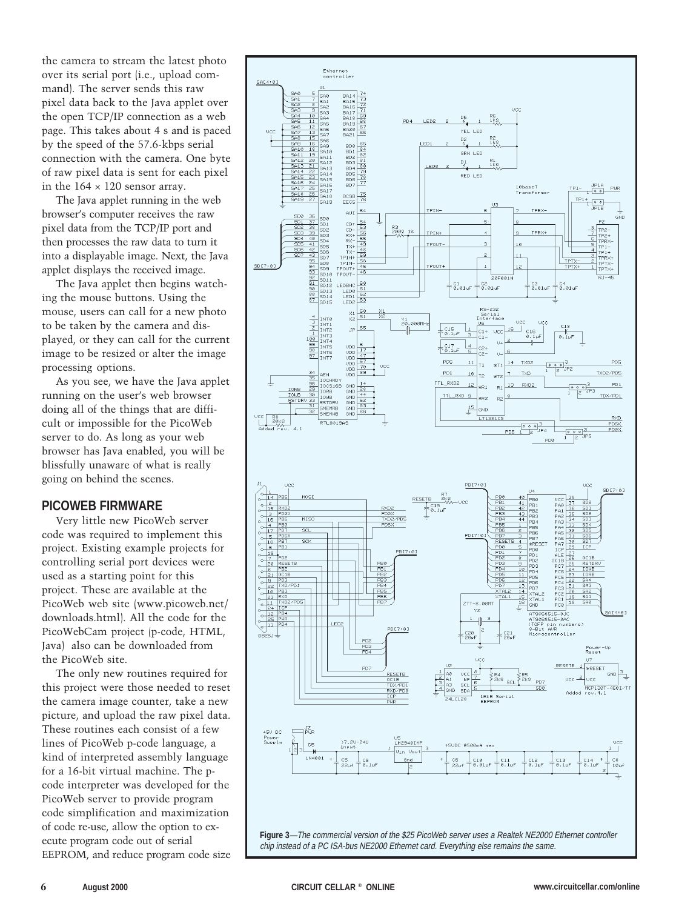the camera to stream the latest photo over its serial port (i.e., upload command). The server sends this raw pixel data back to the Java applet over the open TCP/IP connection as a web page. This takes about 4 s and is paced by the speed of the 57.6-kbps serial connection with the camera. One byte of raw pixel data is sent for each pixel in the 164 × 120 sensor array.

The Java applet running in the web browser's computer receives the raw pixel data from the TCP/IP port and then processes the raw data to turn it into a displayable image. Next, the Java applet displays the received image.

The Java applet then begins watching the mouse buttons. Using the mouse, users can call for a new photo to be taken by the camera and displayed, or they can call for the current image to be resized or alter the image processing options.

As you see, we have the Java applet running on the user's web browser doing all of the things that are difficult or impossible for the PicoWeb server to do. As long as your web browser has Java enabled, you will be blissfully unaware of what is really going on behind the scenes.

## PICOWEB FIRMWARE

Very little new PicoWeb server code was required to implement this project. Existing example projects for controlling serial port devices were used as a starting point for this project. These are available at the PicoWeb web site (www.picoweb.net/downloads.html). All the code for the PicoWebCam project (p-code, HTML, Java) also can be downloaded from the PicoWeb site.

The only new routines required for this project were those needed to reset the camera image counter, take a new picture, and upload the raw pixel data. These routines each consist of a few lines of PicoWeb p-code language, a kind of interpreted assembly language for a 16-bit virtual machine. The p-code interpreter was developed for the PicoWeb server to provide program code simplification and maximization of code re-use, allow the option to execute program code out of serial EEPROM, and reduce program code size

**Figure 3**—*The commercial version of the $25 PicoWeb server uses a Realtek NE2000 Ethernet controller chip instead of a PC ISA-bus NE2000 Ethernet card. Everything else remains the same.*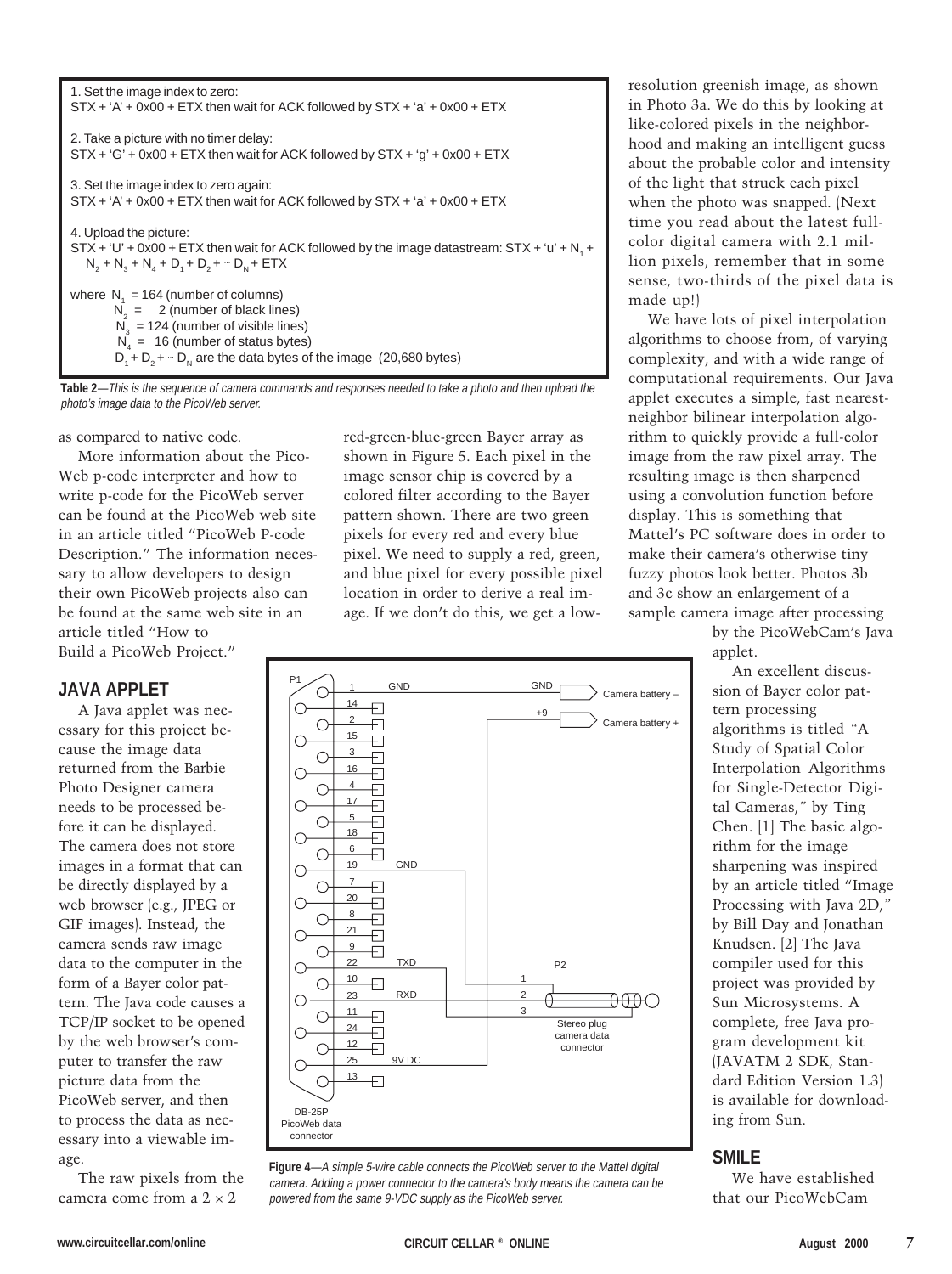1. Set the image index to zero:
STX + 'A' + 0x00 + ETX then wait for ACK followed by STX + 'a' + 0x00 + ETX

2. Take a picture with no timer delay:
STX + 'G' + 0x00 + ETX then wait for ACK followed by STX + 'g' + 0x00 + ETX

3. Set the image index to zero again:
STX + 'A' + 0x00 + ETX then wait for ACK followed by STX + 'a' + 0x00 + ETX

4. Upload the picture:
STX + 'U' + 0x00 + ETX then wait for ACK followed by the image datastream: STX + 'u' + $N_1$ + $N_2$ + $N_3$ + $N_4$ + $D_1$ + $D_2$ + ··· $D_N$ + ETX

where $N_1$ = 164 (number of columns)
$N_2$ = 2 (number of black lines)
$N_3$ = 124 (number of visible lines)
$N_4$ = 16 (number of status bytes)
$D_1$ + $D_2$ + ··· $D_N$ are the data bytes of the image (20,680 bytes)

**Table 2**—*This is the sequence of camera commands and responses needed to take a photo and then upload the photo's image data to the PicoWeb server.*

as compared to native code.

More information about the PicoWeb p-code interpreter and how to write p-code for the PicoWeb server can be found at the PicoWeb web site in an article titled "PicoWeb P-code Description." The information necessary to allow developers to design their own PicoWeb projects also can be found at the same web site in an article titled "How to Build a PicoWeb Project."

## JAVA APPLET

A Java applet was necessary for this project because the image data returned from the Barbie Photo Designer camera needs to be processed before it can be displayed. The camera does not store images in a format that can be directly displayed by a web browser (e.g., JPEG or GIF images). Instead, the camera sends raw image data to the computer in the form of a Bayer color pattern. The Java code causes a TCP/IP socket to be opened by the web browser's computer to transfer the raw picture data from the PicoWeb server, and then to process the data as necessary into a viewable image.

The raw pixels from the camera come from a 2 × 2 red-green-blue-green Bayer array as shown in Figure 5. Each pixel in the image sensor chip is covered by a colored filter according to the Bayer pattern shown. There are two green pixels for every red and every blue pixel. We need to supply a red, green, and blue pixel for every possible pixel location in order to derive a real image. If we don't do this, we get a low-resolution greenish image, as shown in Photo 3a. We do this by looking at like-colored pixels in the neighborhood and making an intelligent guess about the probable color and intensity of the light that struck each pixel when the photo was snapped. (Next time you read about the latest full-color digital camera with 2.1 million pixels, remember that in some sense, two-thirds of the pixel data is made up!)

We have lots of pixel interpolation algorithms to choose from, of varying complexity, and with a wide range of computational requirements. Our Java applet executes a simple, fast nearest-neighbor bilinear interpolation algorithm to quickly provide a full-color image from the raw pixel array. The resulting image is then sharpened using a convolution function before display. This is something that Mattel's PC software does in order to make their camera's otherwise tiny fuzzy photos look better. Photos 3b and 3c show an enlargement of a sample camera image after processing by the PicoWebCam's Java applet.

An excellent discussion of Bayer color pattern processing algorithms is titled "A Study of Spatial Color Interpolation Algorithms for Single-Detector Digital Cameras," by Ting Chen. [1] The basic algorithm for the image sharpening was inspired by an article titled "Image Processing with Java 2D," by Bill Day and Jonathan Knudsen. [2] The Java compiler used for this project was provided by Sun Microsystems. A complete, free Java program development kit (JAVATM 2 SDK, Standard Edition Version 1.3) is available for downloading from Sun.

**Figure 4**—*A simple 5-wire cable connects the PicoWeb server to the Mattel digital camera. Adding a power connector to the camera's body means the camera can be powered from the same 9-VDC supply as the PicoWeb server.*

## SMILE

We have established that our PicoWebCam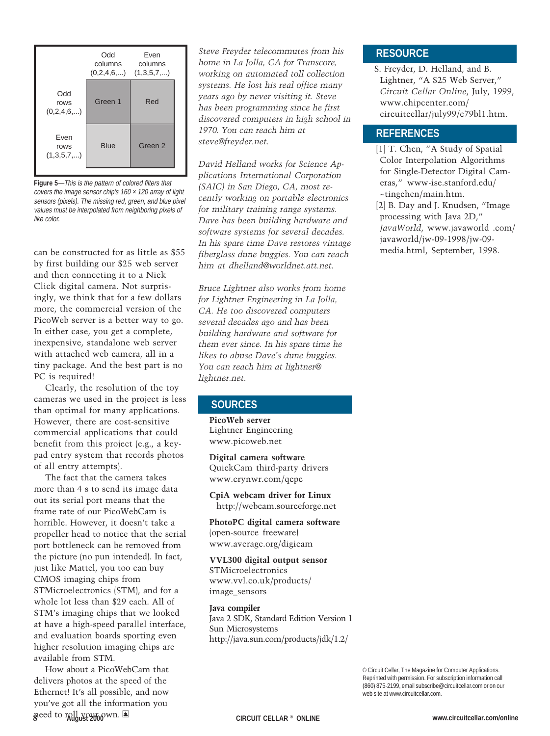| | Odd columns (0,2,4,6,...) | Even columns (1,3,5,7,...) |
|---|---|---|
| Odd rows (0,2,4,6,...) | Green 1 | Red |
| Even rows (1,3,5,7,...) | Blue | Green 2 |

**Figure 5**—*This is the pattern of colored filters that covers the image sensor chip's 160 × 120 array of light sensors (pixels). The missing red, green, and blue pixel values must be interpolated from neighboring pixels of like color.*

can be constructed for as little as $55 by first building our $25 web server and then connecting it to a Nick Click digital camera. Not surprisingly, we think that for a few dollars more, the commercial version of the PicoWeb server is a better way to go. In either case, you get a complete, inexpensive, standalone web server with attached web camera, all in a tiny package. And the best part is no PC is required!

Clearly, the resolution of the toy cameras we used in the project is less than optimal for many applications. However, there are cost-sensitive commercial applications that could benefit from this project (e.g., a keypad entry system that records photos of all entry attempts).

The fact that the camera takes more than 4 s to send its image data out its serial port means that the frame rate of our PicoWebCam is horrible. However, it doesn't take a propeller head to notice that the serial port bottleneck can be removed from the picture (no pun intended). In fact, just like Mattel, you too can buy CMOS imaging chips from STMicroelectronics (STM), and for a whole lot less than $29 each. All of STM's imaging chips that we looked at have a high-speed parallel interface, and evaluation boards sporting even higher resolution imaging chips are available from STM.

How about a PicoWebCam that delivers photos at the speed of the Ethernet? It's all possible, and now you've got all the information you need to roll your own. ■

*Steve Freyder telecommutes from his home in La Jolla, CA for Transcore, working on automated toll collection systems. He lost his real office many years ago by never visiting it. Steve has been programming since he first discovered computers in high school in 1970. You can reach him at steve@freyder.net.*

*David Helland works for Science Applications International Corporation (SAIC) in San Diego, CA, most recently working on portable electronics for military training range systems. Dave has been building hardware and software systems for several decades. In his spare time Dave restores vintage fiberglass dune buggies. You can reach him at dhelland@worldnet.att.net.*

*Bruce Lightner also works from home for Lightner Engineering in La Jolla, CA. He too discovered computers several decades ago and has been building hardware and software for them ever since. In his spare time he likes to abuse Dave's dune buggies. You can reach him at lightner@lightner.net.*

## SOURCES

**PicoWeb server**
Lightner Engineering
www.picoweb.net

**Digital camera software**
QuickCam third-party drivers
www.crynwr.com/qcpc

**CpiA webcam driver for Linux**
http://webcam.sourceforge.net

**PhotoPC digital camera software**
(open-source freeware)
www.average.org/digicam

**VVL300 digital output sensor**
STMicroelectronics
www.vvl.co.uk/products/image_sensors

**Java compiler**
Java 2 SDK, Standard Edition Version 1
Sun Microsystems
http://java.sun.com/products/jdk/1.2/

## RESOURCE

S. Freyder, D. Helland, and B. Lightner, "A $25 Web Server," *Circuit Cellar Online*, July, 1999, www.chipcenter.com/circuitcellar/july99/c79bl1.htm.

## REFERENCES

[1] T. Chen, "A Study of Spatial Color Interpolation Algorithms for Single-Detector Digital Cameras," www-ise.stanford.edu/~tingchen/main.htm.

[2] B. Day and J. Knudsen, "Image processing with Java 2D," *JavaWorld*, www.javaworld .com/javaworld/jw-09-1998/jw-09-media.html, September, 1998.

© Circuit Cellar, The Magazine for Computer Applications. Reprinted with permission. For subscription information call (860) 875-2199, email subscribe@circuitcellar.com or on our web site at www.circuitcellar.com.